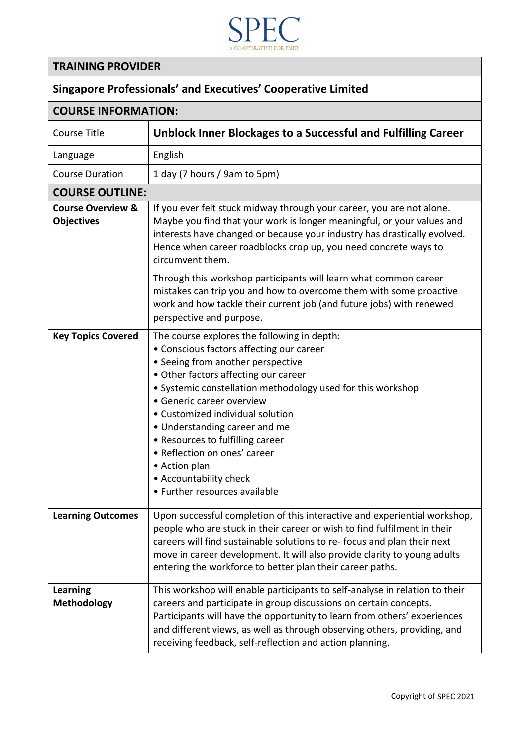SPEC

A CO-OPERATIVE FOR PMET

| TRAINING PROVIDER | |
|---|---|
| **Singapore Professionals' and Executives' Cooperative Limited** | |
| **COURSE INFORMATION:** | |
| Course Title | **Unblock Inner Blockages to a Successful and Fulfilling Career** |
| Language | English |
| Course Duration | 1 day (7 hours / 9am to 5pm) |
| **COURSE OUTLINE:** | |
| **Course Overview & Objectives** | If you ever felt stuck midway through your career, you are not alone. Maybe you find that your work is longer meaningful, or your values and interests have changed or because your industry has drastically evolved. Hence when career roadblocks crop up, you need concrete ways to circumvent them.<br><br>Through this workshop participants will learn what common career mistakes can trip you and how to overcome them with some proactive work and how tackle their current job (and future jobs) with renewed perspective and purpose. |
| **Key Topics Covered** | The course explores the following in depth:<br>• Conscious factors affecting our career<br>• Seeing from another perspective<br>• Other factors affecting our career<br>• Systemic constellation methodology used for this workshop<br>• Generic career overview<br>• Customized individual solution<br>• Understanding career and me<br>• Resources to fulfilling career<br>• Reflection on ones' career<br>• Action plan<br>• Accountability check<br>• Further resources available |
| **Learning Outcomes** | Upon successful completion of this interactive and experiential workshop, people who are stuck in their career or wish to find fulfilment in their careers will find sustainable solutions to re- focus and plan their next move in career development. It will also provide clarity to young adults entering the workforce to better plan their career paths. |
| **Learning Methodology** | This workshop will enable participants to self-analyse in relation to their careers and participate in group discussions on certain concepts. Participants will have the opportunity to learn from others' experiences and different views, as well as through observing others, providing, and receiving feedback, self-reflection and action planning. |

Copyright of SPEC 2021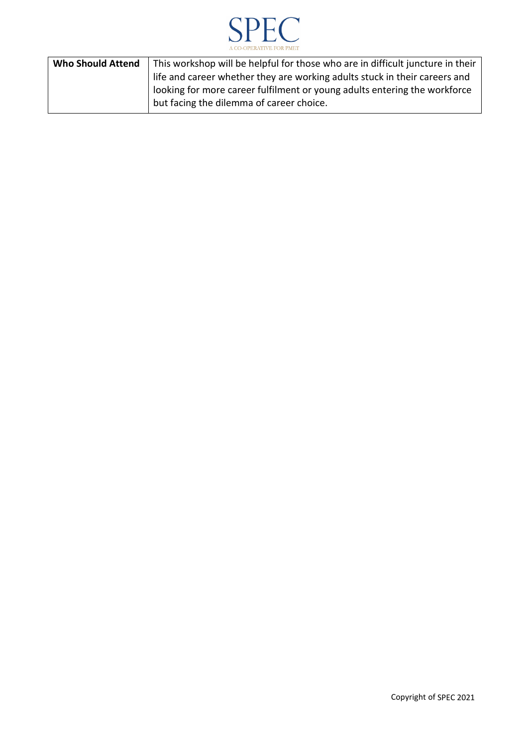| | |
|---|---|
| **Who Should Attend** | This workshop will be helpful for those who are in difficult juncture in their life and career whether they are working adults stuck in their careers and looking for more career fulfilment or young adults entering the workforce but facing the dilemma of career choice. |